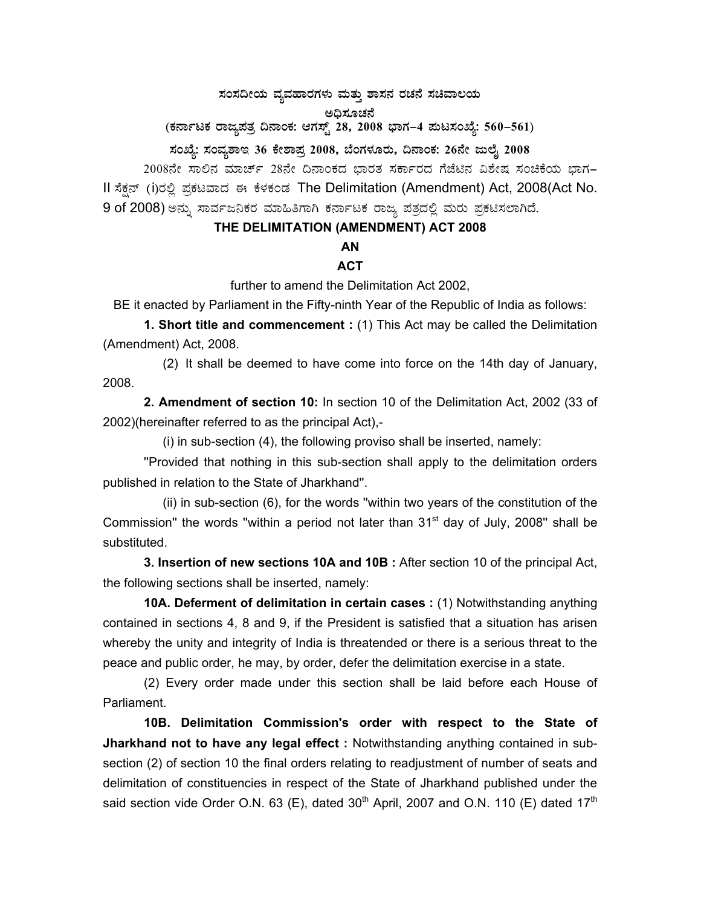**ಸಂಸದೀಯ ವ್ಯವಹಾರಗಳು ಮತ್ತು ಶಾಸನ ರಚನೆ ಸಚಿವಾಲಯ**

**ಅಧಿಸೂಚನೆ**

**(ಕರ್ನಾಟಕ ರಾಜ್ಯಪತ್ರ ದಿನಾಂಕ: ಆಗಸ್ಟ್ 28, 2008 ಭಾಗ–4 ಪುಟಸಂಖ್ಯೆ: 560–561)**

**ಸಂಖ್ಯೆ: ಸಂವ್ಯಶಾಇ 36 ಕೇಶಾಪ್ರ 2008, ಬೆಂಗಳೂರು, ದಿನಾಂಕ: 26ನೇ ಜುಲೈ 2008**

2008ನೇ ಸಾಲಿನ ಮಾರ್ಚ್ 28ನೇ ದಿನಾಂಕದ ಭಾರತ ಸರ್ಕಾರದ ಗೆಜೆಟಿನ ವಿಶೇಷ ಸಂಚಿಕೆಯ ಭಾಗ–II ಸೆಕ್ಷನ್ (i)ರಲ್ಲಿ ಪ್ರಕಟವಾದ ಈ ಕೆಳಕಂಡ The Delimitation (Amendment) Act, 2008(Act No. 9 of 2008) ಅನ್ನು ಸಾರ್ವಜನಿಕರ ಮಾಹಿತಿಗಾಗಿ ಕರ್ನಾಟಕ ರಾಜ್ಯ ಪತ್ರದಲ್ಲಿ ಮರು ಪ್ರಕಟಿಸಲಾಗಿದೆ.

**THE DELIMITATION (AMENDMENT) ACT 2008**

**AN**

**ACT**

further to amend the Delimitation Act 2002,

BE it enacted by Parliament in the Fifty-ninth Year of the Republic of India as follows:

**1. Short title and commencement :** (1) This Act may be called the Delimitation (Amendment) Act, 2008.

(2) It shall be deemed to have come into force on the 14th day of January, 2008.

**2. Amendment of section 10:** In section 10 of the Delimitation Act, 2002 (33 of 2002)(hereinafter referred to as the principal Act),-

(i) in sub-section (4), the following proviso shall be inserted, namely:

"Provided that nothing in this sub-section shall apply to the delimitation orders published in relation to the State of Jharkhand".

(ii) in sub-section (6), for the words "within two years of the constitution of the Commission" the words "within a period not later than 31st day of July, 2008" shall be substituted.

**3. Insertion of new sections 10A and 10B :** After section 10 of the principal Act, the following sections shall be inserted, namely:

**10A. Deferment of delimitation in certain cases :** (1) Notwithstanding anything contained in sections 4, 8 and 9, if the President is satisfied that a situation has arisen whereby the unity and integrity of India is threatended or there is a serious threat to the peace and public order, he may, by order, defer the delimitation exercise in a state.

(2) Every order made under this section shall be laid before each House of Parliament.

**10B. Delimitation Commission's order with respect to the State of Jharkhand not to have any legal effect :** Notwithstanding anything contained in sub-section (2) of section 10 the final orders relating to readjustment of number of seats and delimitation of constituencies in respect of the State of Jharkhand published under the said section vide Order O.N. 63 (E), dated 30th April, 2007 and O.N. 110 (E) dated 17th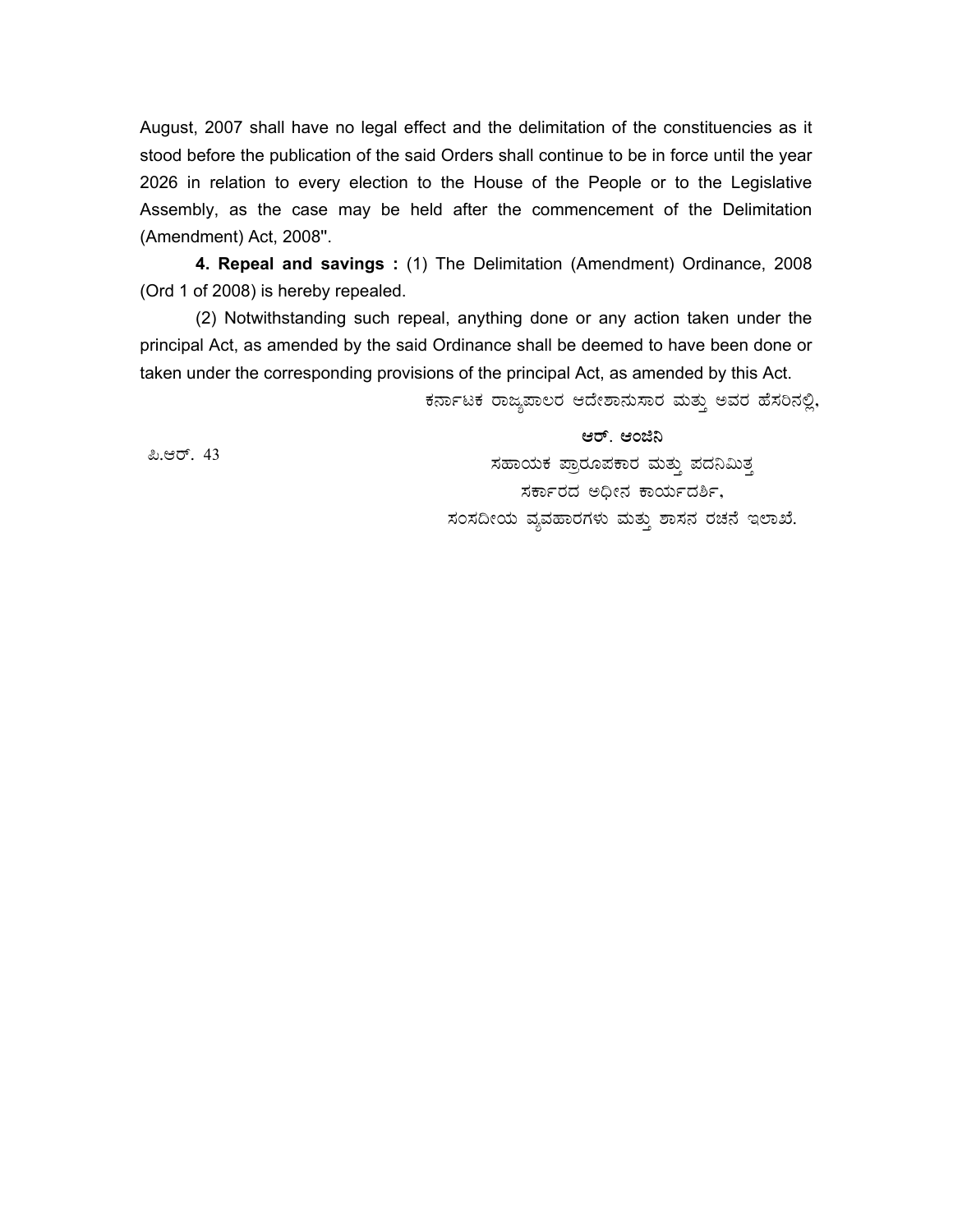August, 2007 shall have no legal effect and the delimitation of the constituencies as it stood before the publication of the said Orders shall continue to be in force until the year 2026 in relation to every election to the House of the People or to the Legislative Assembly, as the case may be held after the commencement of the Delimitation (Amendment) Act, 2008''.

**4. Repeal and savings :** (1) The Delimitation (Amendment) Ordinance, 2008 (Ord 1 of 2008) is hereby repealed.

(2) Notwithstanding such repeal, anything done or any action taken under the principal Act, as amended by the said Ordinance shall be deemed to have been done or taken under the corresponding provisions of the principal Act, as amended by this Act.

ಕರ್ನಾಟಕ ರಾಜ್ಯಪಾಲರ ಆದೇಶಾನುಸಾರ ಮತ್ತು ಅವರ ಹೆಸರಿನಲ್ಲಿ,

**ಆರ್. ಆಂಜಿನಿ**

ಸಹಾಯಕ ಪ್ರಾರೂಪಕಾರ ಮತ್ತು ಪದನಿಮಿತ್ತ

ಸರ್ಕಾರದ ಅಧೀನ ಕಾರ್ಯದರ್ಶಿ,

ಸಂಸದೀಯ ವ್ಯವಹಾರಗಳು ಮತ್ತು ಶಾಸನ ರಚನೆ ಇಲಾಖೆ.

ಪಿ.ಆರ್. 43